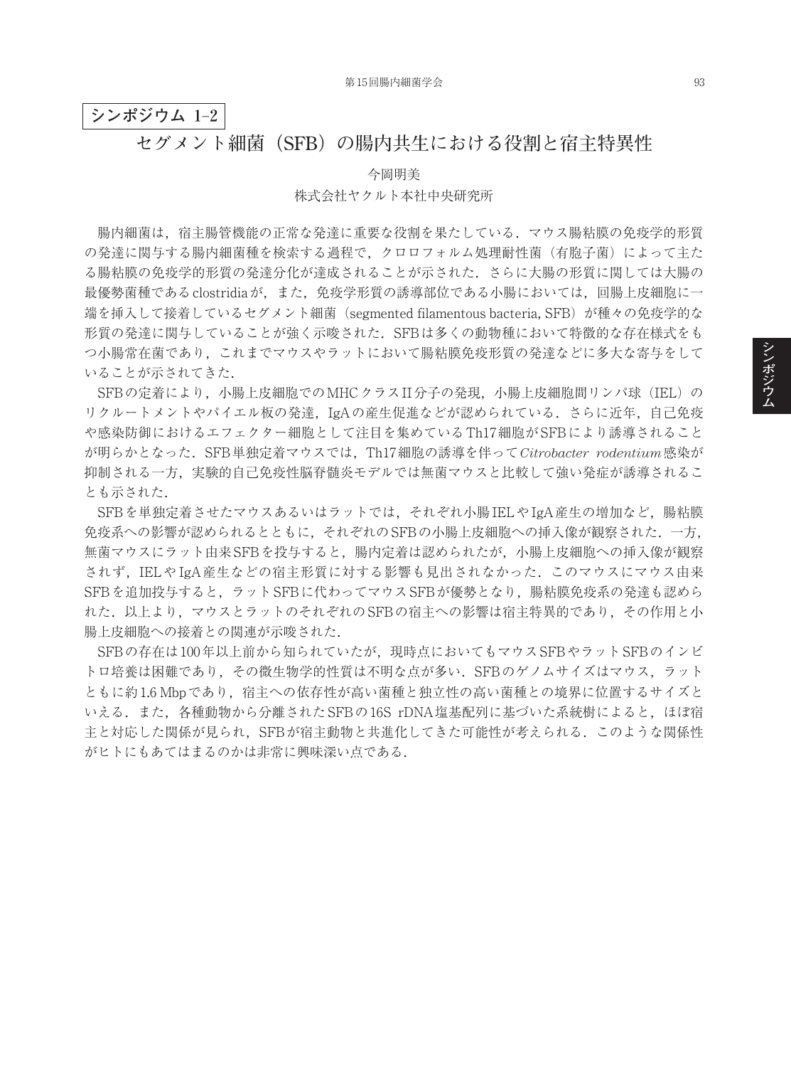**シンポジウム 1–2**

# セグメント細菌（SFB）の腸内共生における役割と宿主特異性

今岡明美

株式会社ヤクルト本社中央研究所

腸内細菌は，宿主腸管機能の正常な発達に重要な役割を果たしている．マウス腸粘膜の免疫学的形質の発達に関与する腸内細菌種を検索する過程で，クロロフォルム処理耐性菌（有胞子菌）によって主たる腸粘膜の免疫学的形質の発達分化が達成されることが示された．さらに大腸の形質に関しては大腸の最優勢菌種であるclostridiaが，また，免疫学形質の誘導部位である小腸においては，回腸上皮細胞に一端を挿入して接着しているセグメント細菌（segmented filamentous bacteria, SFB）が種々の免疫学的な形質の発達に関与していることが強く示唆された．SFBは多くの動物種において特徴的な存在様式をもつ小腸常在菌であり，これまでマウスやラットにおいて腸粘膜免疫形質の発達などに多大な寄与をしていることが示されてきた．

SFBの定着により，小腸上皮細胞でのMHCクラスII分子の発現，小腸上皮細胞間リンパ球（IEL）のリクルートメントやパイエル板の発達，IgAの産生促進などが認められている．さらに近年，自己免疫や感染防御におけるエフェクター細胞として注目を集めているTh17細胞がSFBにより誘導されることが明らかとなった．SFB単独定着マウスでは，Th17細胞の誘導を伴って*Citrobacter rodentium*感染が抑制される一方，実験的自己免疫性脳脊髄炎モデルでは無菌マウスと比較して強い発症が誘導されることも示された．

SFBを単独定着させたマウスあるいはラットでは，それぞれ小腸IELやIgA産生の増加など，腸粘膜免疫系への影響が認められるとともに，それぞれのSFBの小腸上皮細胞への挿入像が観察された．一方，無菌マウスにラット由来SFBを投与すると，腸内定着は認められたが，小腸上皮細胞への挿入像が観察されず，IELやIgA産生などの宿主形質に対する影響も見出されなかった．このマウスにマウス由来SFBを追加投与すると，ラットSFBに代わってマウスSFBが優勢となり，腸粘膜免疫系の発達も認められた．以上より，マウスとラットのそれぞれのSFBの宿主への影響は宿主特異的であり，その作用と小腸上皮細胞への接着との関連が示唆された．

SFBの存在は100年以上前から知られていたが，現時点においてもマウスSFBやラットSFBのインビトロ培養は困難であり，その微生物学的性質は不明な点が多い．SFBのゲノムサイズはマウス，ラットともに約1.6 Mbpであり，宿主への依存性が高い菌種と独立性の高い菌種との境界に位置するサイズといえる．また，各種動物から分離されたSFBの16S rDNA塩基配列に基づいた系統樹によると，ほぼ宿主と対応した関係が見られ，SFBが宿主動物と共進化してきた可能性が考えられる．このような関係性がヒトにもあてはまるのかは非常に興味深い点である．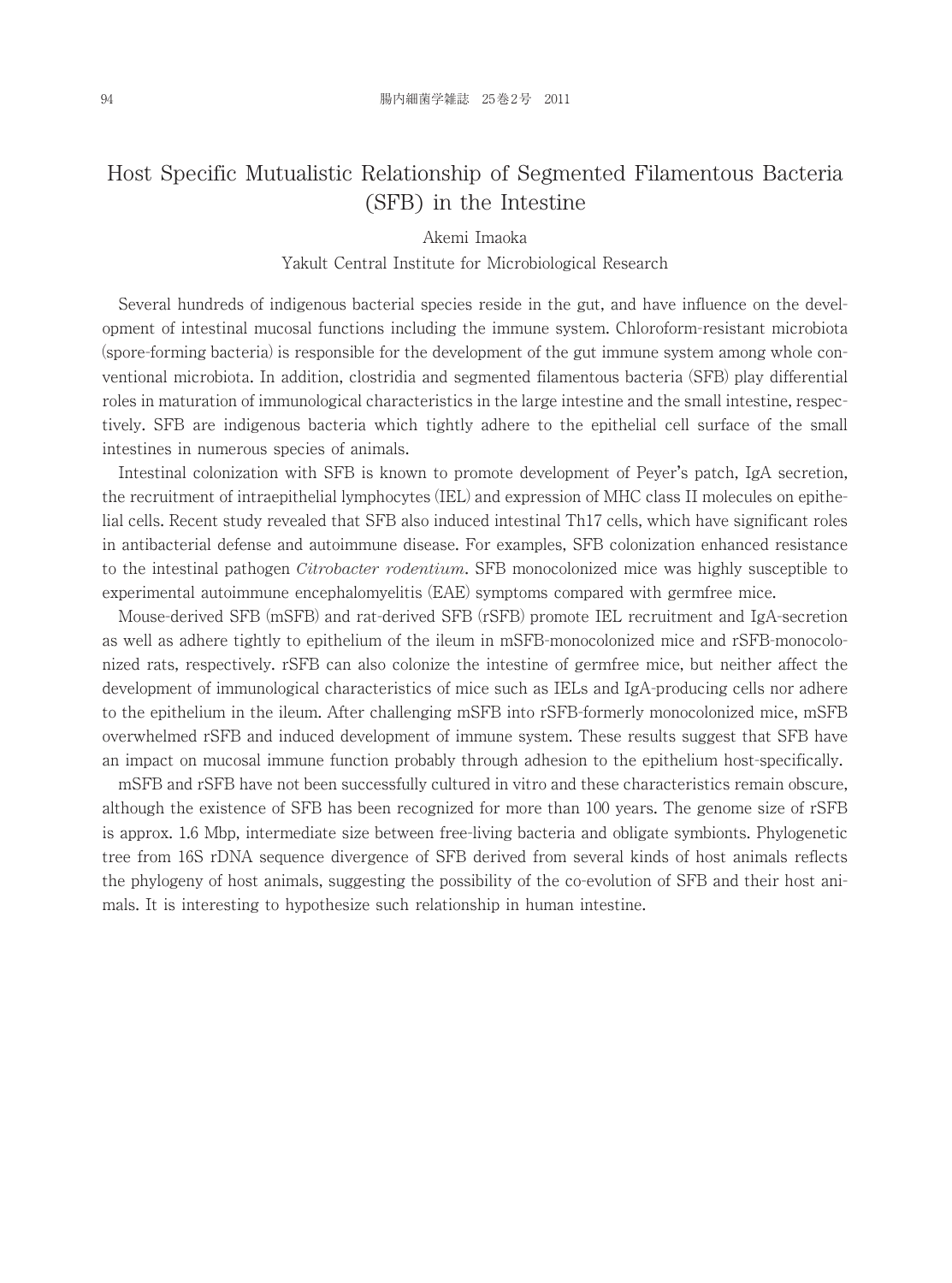# Host Specific Mutualistic Relationship of Segmented Filamentous Bacteria (SFB) in the Intestine

Akemi Imaoka

Yakult Central Institute for Microbiological Research

Several hundreds of indigenous bacterial species reside in the gut, and have influence on the development of intestinal mucosal functions including the immune system. Chloroform-resistant microbiota (spore-forming bacteria) is responsible for the development of the gut immune system among whole conventional microbiota. In addition, clostridia and segmented filamentous bacteria (SFB) play differential roles in maturation of immunological characteristics in the large intestine and the small intestine, respectively. SFB are indigenous bacteria which tightly adhere to the epithelial cell surface of the small intestines in numerous species of animals.

Intestinal colonization with SFB is known to promote development of Peyer's patch, IgA secretion, the recruitment of intraepithelial lymphocytes (IEL) and expression of MHC class II molecules on epithelial cells. Recent study revealed that SFB also induced intestinal Th17 cells, which have significant roles in antibacterial defense and autoimmune disease. For examples, SFB colonization enhanced resistance to the intestinal pathogen *Citrobacter rodentium*. SFB monocolonized mice was highly susceptible to experimental autoimmune encephalomyelitis (EAE) symptoms compared with germfree mice.

Mouse-derived SFB (mSFB) and rat-derived SFB (rSFB) promote IEL recruitment and IgA-secretion as well as adhere tightly to epithelium of the ileum in mSFB-monocolonized mice and rSFB-monocolonized rats, respectively. rSFB can also colonize the intestine of germfree mice, but neither affect the development of immunological characteristics of mice such as IELs and IgA-producing cells nor adhere to the epithelium in the ileum. After challenging mSFB into rSFB-formerly monocolonized mice, mSFB overwhelmed rSFB and induced development of immune system. These results suggest that SFB have an impact on mucosal immune function probably through adhesion to the epithelium host-specifically.

mSFB and rSFB have not been successfully cultured in vitro and these characteristics remain obscure, although the existence of SFB has been recognized for more than 100 years. The genome size of rSFB is approx. 1.6 Mbp, intermediate size between free-living bacteria and obligate symbionts. Phylogenetic tree from 16S rDNA sequence divergence of SFB derived from several kinds of host animals reflects the phylogeny of host animals, suggesting the possibility of the co-evolution of SFB and their host animals. It is interesting to hypothesize such relationship in human intestine.